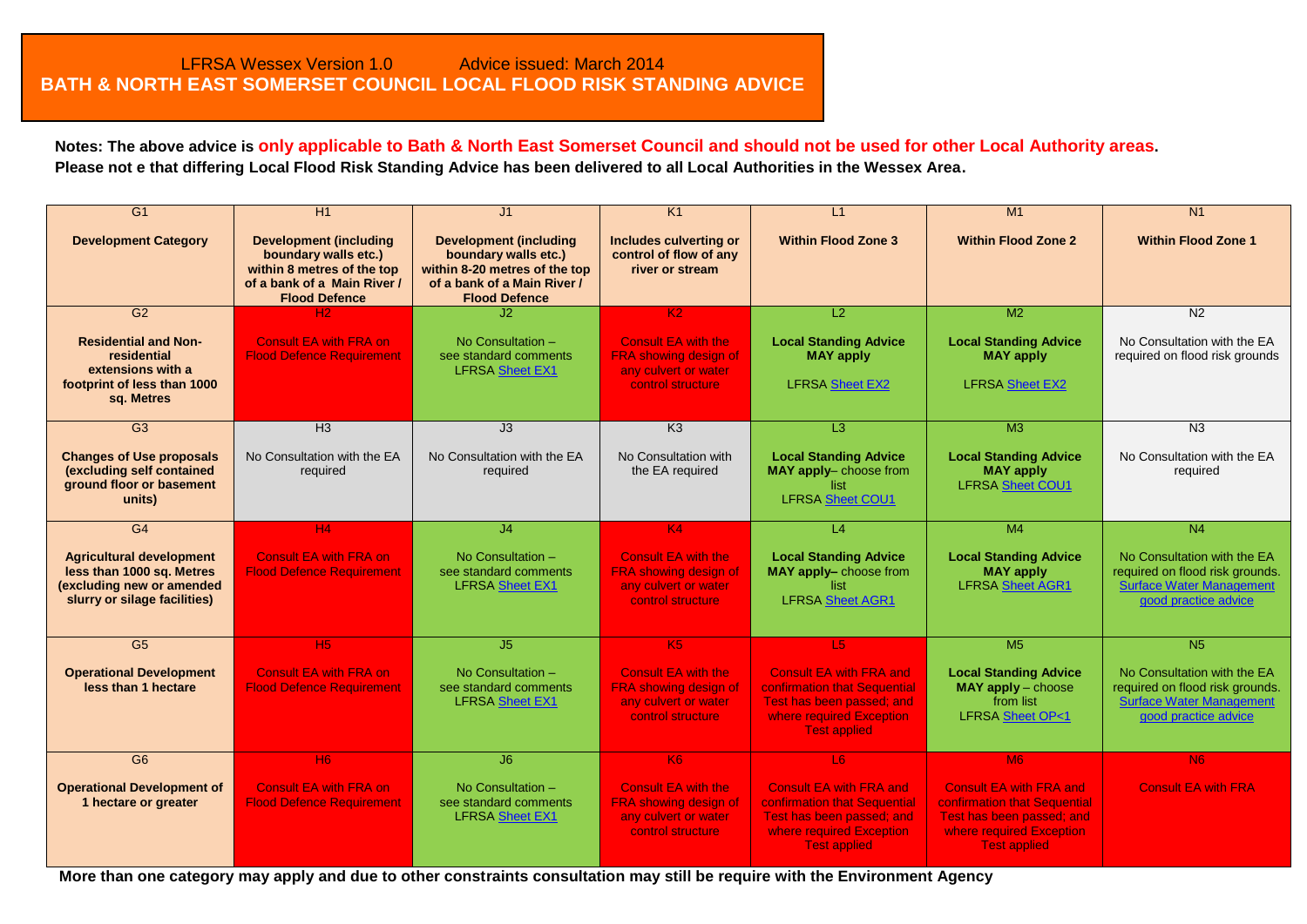LFRSA Wessex Version 1.0 Advice issued: March 2014

# BATH & NORTH EAST SOMERSET COUNCIL LOCAL FLOOD RISK STANDING ADVICE

**Notes: The above advice is only applicable to Bath & North East Somerset Council and should not be used for other Local Authority areas.**
**Please not e that differing Local Flood Risk Standing Advice has been delivered to all Local Authorities in the Wessex Area.**

| G1<br>**Development Category** | H1<br>**Development (including boundary walls etc.) within 8 metres of the top of a bank of a Main River / Flood Defence** | J1<br>**Development (including boundary walls etc.) within 8-20 metres of the top of a bank of a Main River / Flood Defence** | K1<br>**Includes culverting or control of flow of any river or stream** | L1<br>**Within Flood Zone 3** | M1<br>**Within Flood Zone 2** | N1<br>**Within Flood Zone 1** |
|---|---|---|---|---|---|---|
| G2<br>**Residential and Non-residential extensions with a footprint of less than 1000 sq. Metres** | H2<br>Consult EA with FRA on Flood Defence Requirement | J2<br>No Consultation – see standard comments LFRSA Sheet EX1 | K2<br>Consult EA with the FRA showing design of any culvert or water control structure | L2<br>**Local Standing Advice MAY apply**<br>LFRSA Sheet EX2 | M2<br>**Local Standing Advice MAY apply**<br>LFRSA Sheet EX2 | N2<br>No Consultation with the EA required on flood risk grounds |
| G3<br>**Changes of Use proposals (excluding self contained ground floor or basement units)** | H3<br>No Consultation with the EA required | J3<br>No Consultation with the EA required | K3<br>No Consultation with the EA required | L3<br>**Local Standing Advice MAY apply**– choose from list<br>LFRSA Sheet COU1 | M3<br>**Local Standing Advice MAY apply**<br>LFRSA Sheet COU1 | N3<br>No Consultation with the EA required |
| G4<br>**Agricultural development less than 1000 sq. Metres (excluding new or amended slurry or silage facilities)** | H4<br>Consult EA with FRA on Flood Defence Requirement | J4<br>No Consultation – see standard comments LFRSA Sheet EX1 | K4<br>Consult EA with the FRA showing design of any culvert or water control structure | L4<br>**Local Standing Advice MAY apply**– choose from list<br>LFRSA Sheet AGR1 | M4<br>**Local Standing Advice MAY apply**<br>LFRSA Sheet AGR1 | N4<br>No Consultation with the EA required on flood risk grounds. Surface Water Management good practice advice |
| G5<br>**Operational Development less than 1 hectare** | H5<br>Consult EA with FRA on Flood Defence Requirement | J5<br>No Consultation – see standard comments LFRSA Sheet EX1 | K5<br>Consult EA with the FRA showing design of any culvert or water control structure | L5<br>Consult EA with FRA and confirmation that Sequential Test has been passed; and where required Exception Test applied | M5<br>**Local Standing Advice MAY apply** – choose from list<br>LFRSA Sheet OP<1 | N5<br>No Consultation with the EA required on flood risk grounds. Surface Water Management good practice advice |
| G6<br>**Operational Development of 1 hectare or greater** | H6<br>Consult EA with FRA on Flood Defence Requirement | J6<br>No Consultation – see standard comments LFRSA Sheet EX1 | K6<br>Consult EA with the FRA showing design of any culvert or water control structure | L6<br>Consult EA with FRA and confirmation that Sequential Test has been passed; and where required Exception Test applied | M6<br>Consult EA with FRA and confirmation that Sequential Test has been passed; and where required Exception Test applied | N6<br>Consult EA with FRA |

**More than one category may apply and due to other constraints consultation may still be require with the Environment Agency**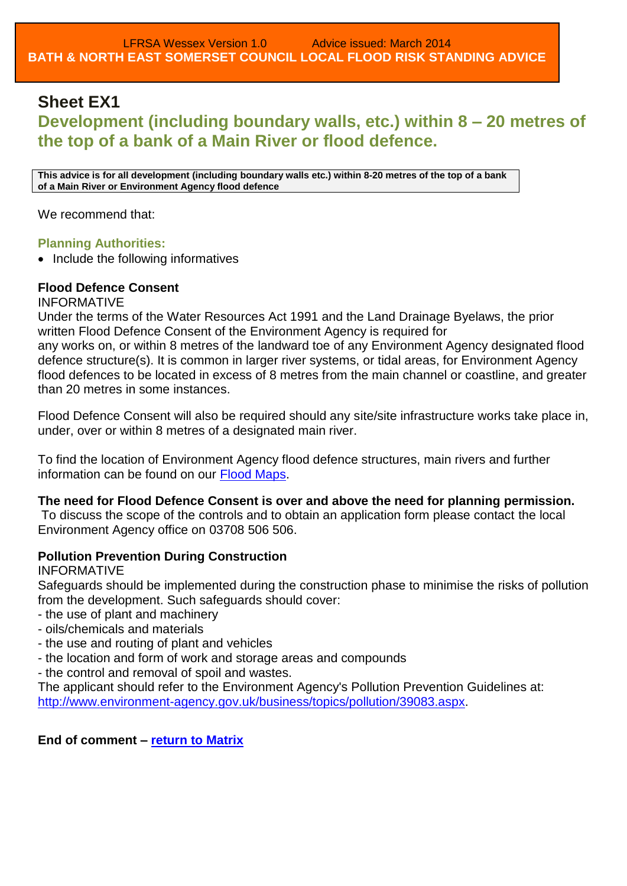# Sheet EX1

## Development (including boundary walls, etc.) within 8 – 20 metres of the top of a bank of a Main River or flood defence.

**This advice is for all development (including boundary walls etc.) within 8-20 metres of the top of a bank of a Main River or Environment Agency flood defence**

We recommend that:

### Planning Authorities:

- Include the following informatives

**Flood Defence Consent**

INFORMATIVE

Under the terms of the Water Resources Act 1991 and the Land Drainage Byelaws, the prior written Flood Defence Consent of the Environment Agency is required for any works on, or within 8 metres of the landward toe of any Environment Agency designated flood defence structure(s). It is common in larger river systems, or tidal areas, for Environment Agency flood defences to be located in excess of 8 metres from the main channel or coastline, and greater than 20 metres in some instances.

Flood Defence Consent will also be required should any site/site infrastructure works take place in, under, over or within 8 metres of a designated main river.

To find the location of Environment Agency flood defence structures, main rivers and further information can be found on our [Flood Maps](#).

**The need for Flood Defence Consent is over and above the need for planning permission.** To discuss the scope of the controls and to obtain an application form please contact the local Environment Agency office on 03708 506 506.

**Pollution Prevention During Construction**

INFORMATIVE

Safeguards should be implemented during the construction phase to minimise the risks of pollution from the development. Such safeguards should cover:

- the use of plant and machinery
- oils/chemicals and materials
- the use and routing of plant and vehicles
- the location and form of work and storage areas and compounds
- the control and removal of spoil and wastes.

The applicant should refer to the Environment Agency's Pollution Prevention Guidelines at: http://www.environment-agency.gov.uk/business/topics/pollution/39083.aspx.

**End of comment – [return to Matrix](#)**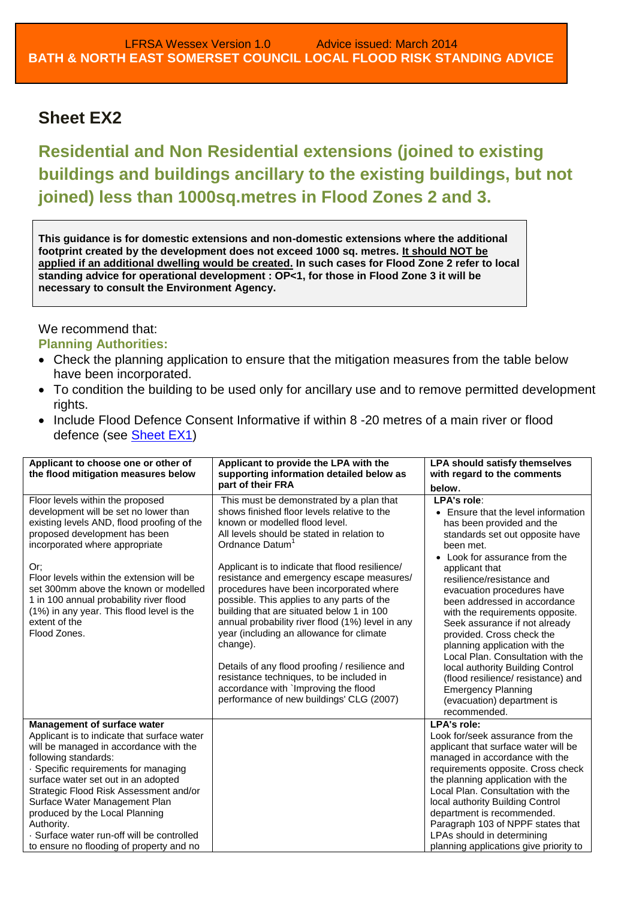# Sheet EX2

## Residential and Non Residential extensions (joined to existing buildings and buildings ancillary to the existing buildings, but not joined) less than 1000sq.metres in Flood Zones 2 and 3.

**This guidance is for domestic extensions and non-domestic extensions where the additional footprint created by the development does not exceed 1000 sq. metres. It should NOT be applied if an additional dwelling would be created. In such cases for Flood Zone 2 refer to local standing advice for operational development : OP<1, for those in Flood Zone 3 it will be necessary to consult the Environment Agency.**

We recommend that:

**Planning Authorities:**

- Check the planning application to ensure that the mitigation measures from the table below have been incorporated.
- To condition the building to be used only for ancillary use and to remove permitted development rights.
- Include Flood Defence Consent Informative if within 8 -20 metres of a main river or flood defence (see Sheet EX1)

| Applicant to choose one or other of the flood mitigation measures below | Applicant to provide the LPA with the supporting information detailed below as part of their FRA | LPA should satisfy themselves with regard to the comments below. |
|---|---|---|
| Floor levels within the proposed development will be set no lower than existing levels AND, flood proofing of the proposed development has been incorporated where appropriate<br><br>Or;<br>Floor levels within the extension will be set 300mm above the known or modelled 1 in 100 annual probability river flood (1%) in any year. This flood level is the extent of the Flood Zones. | This must be demonstrated by a plan that shows finished floor levels relative to the known or modelled flood level. All levels should be stated in relation to Ordnance Datum[1]<br><br>Applicant is to indicate that flood resilience/ resistance and emergency escape measures/ procedures have been incorporated where possible. This applies to any parts of the building that are situated below 1 in 100 annual probability river flood (1%) level in any year (including an allowance for climate change).<br><br>Details of any flood proofing / resilience and resistance techniques, to be included in accordance with `Improving the flood performance of new buildings' CLG (2007) | **LPA's role**:<br>• Ensure that the level information has been provided and the standards set out opposite have been met.<br>• Look for assurance from the applicant that resilience/resistance and evacuation procedures have been addressed in accordance with the requirements opposite. Seek assurance if not already provided. Cross check the planning application with the Local Plan. Consultation with the local authority Building Control (flood resilience/ resistance) and Emergency Planning (evacuation) department is recommended. |
| **Management of surface water**<br>Applicant is to indicate that surface water will be managed in accordance with the following standards:<br>· Specific requirements for managing surface water set out in an adopted Strategic Flood Risk Assessment and/or Surface Water Management Plan produced by the Local Planning Authority.<br>· Surface water run-off will be controlled to ensure no flooding of property and no | | **LPA's role:**<br>Look for/seek assurance from the applicant that surface water will be managed in accordance with the requirements opposite. Cross check the planning application with the Local Plan. Consultation with the local authority Building Control department is recommended. Paragraph 103 of NPPF states that LPAs should in determining planning applications give priority to |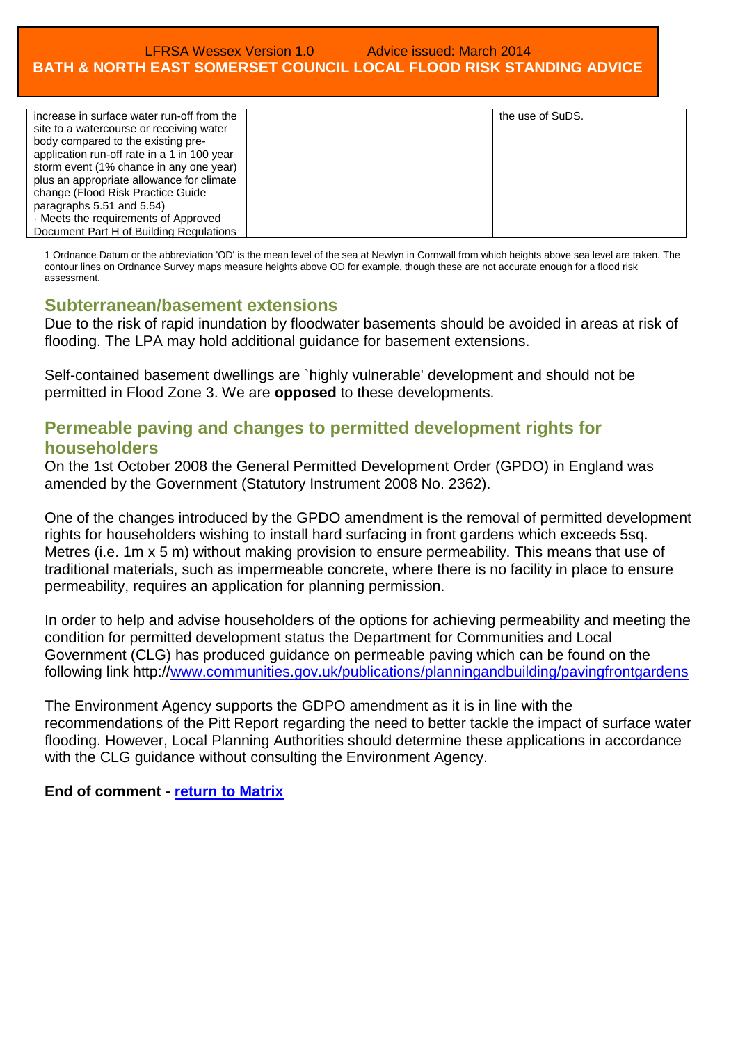| | | |
|---|---|---|
| increase in surface water run-off from the site to a watercourse or receiving water body compared to the existing pre-application run-off rate in a 1 in 100 year storm event (1% chance in any one year) plus an appropriate allowance for climate change (Flood Risk Practice Guide paragraphs 5.51 and 5.54)<br>· Meets the requirements of Approved Document Part H of Building Regulations | | the use of SuDS. |

1 Ordnance Datum or the abbreviation 'OD' is the mean level of the sea at Newlyn in Cornwall from which heights above sea level are taken. The contour lines on Ordnance Survey maps measure heights above OD for example, though these are not accurate enough for a flood risk assessment.

## Subterranean/basement extensions

Due to the risk of rapid inundation by floodwater basements should be avoided in areas at risk of flooding. The LPA may hold additional guidance for basement extensions.

Self-contained basement dwellings are `highly vulnerable' development and should not be permitted in Flood Zone 3. We are **opposed** to these developments.

## Permeable paving and changes to permitted development rights for householders

On the 1st October 2008 the General Permitted Development Order (GPDO) in England was amended by the Government (Statutory Instrument 2008 No. 2362).

One of the changes introduced by the GPDO amendment is the removal of permitted development rights for householders wishing to install hard surfacing in front gardens which exceeds 5sq. Metres (i.e. 1m x 5 m) without making provision to ensure permeability. This means that use of traditional materials, such as impermeable concrete, where there is no facility in place to ensure permeability, requires an application for planning permission.

In order to help and advise householders of the options for achieving permeability and meeting the condition for permitted development status the Department for Communities and Local Government (CLG) has produced guidance on permeable paving which can be found on the following link http://www.communities.gov.uk/publications/planningandbuilding/pavingfrontgardens

The Environment Agency supports the GDPO amendment as it is in line with the recommendations of the Pitt Report regarding the need to better tackle the impact of surface water flooding. However, Local Planning Authorities should determine these applications in accordance with the CLG guidance without consulting the Environment Agency.

**End of comment - return to Matrix**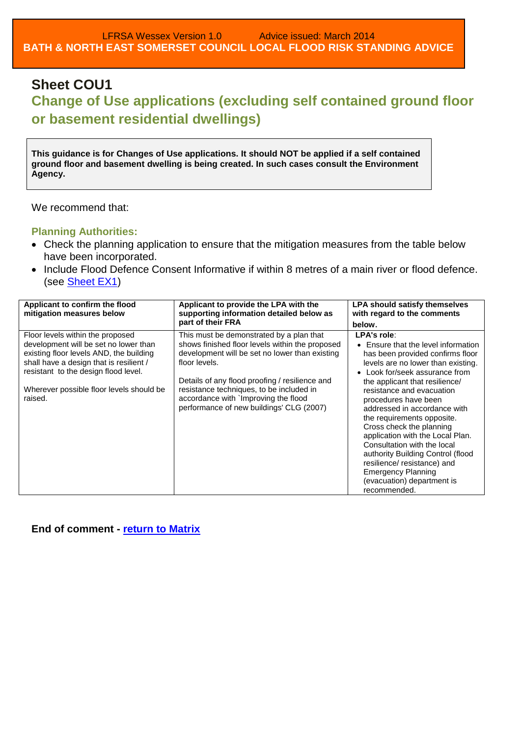LFRSA Wessex Version 1.0 Advice issued: March 2014
**BATH & NORTH EAST SOMERSET COUNCIL LOCAL FLOOD RISK STANDING ADVICE**

# Sheet COU1

## Change of Use applications (excluding self contained ground floor or basement residential dwellings)

**This guidance is for Changes of Use applications. It should NOT be applied if a self contained ground floor and basement dwelling is being created. In such cases consult the Environment Agency.**

We recommend that:

### Planning Authorities:

- Check the planning application to ensure that the mitigation measures from the table below have been incorporated.
- Include Flood Defence Consent Informative if within 8 metres of a main river or flood defence. (see Sheet EX1)

| Applicant to confirm the flood mitigation measures below | Applicant to provide the LPA with the supporting information detailed below as part of their FRA | LPA should satisfy themselves with regard to the comments below. |
|---|---|---|
| Floor levels within the proposed development will be set no lower than existing floor levels AND, the building shall have a design that is resilient / resistant to the design flood level.<br><br>Wherever possible floor levels should be raised. | This must be demonstrated by a plan that shows finished floor levels within the proposed development will be set no lower than existing floor levels.<br><br>Details of any flood proofing / resilience and resistance techniques, to be included in accordance with `Improving the flood performance of new buildings' CLG (2007) | **LPA's role**:<br>• Ensure that the level information has been provided confirms floor levels are no lower than existing.<br>• Look for/seek assurance from the applicant that resilience/ resistance and evacuation procedures have been addressed in accordance with the requirements opposite. Cross check the planning application with the Local Plan. Consultation with the local authority Building Control (flood resilience/ resistance) and Emergency Planning (evacuation) department is recommended. |

**End of comment - return to Matrix**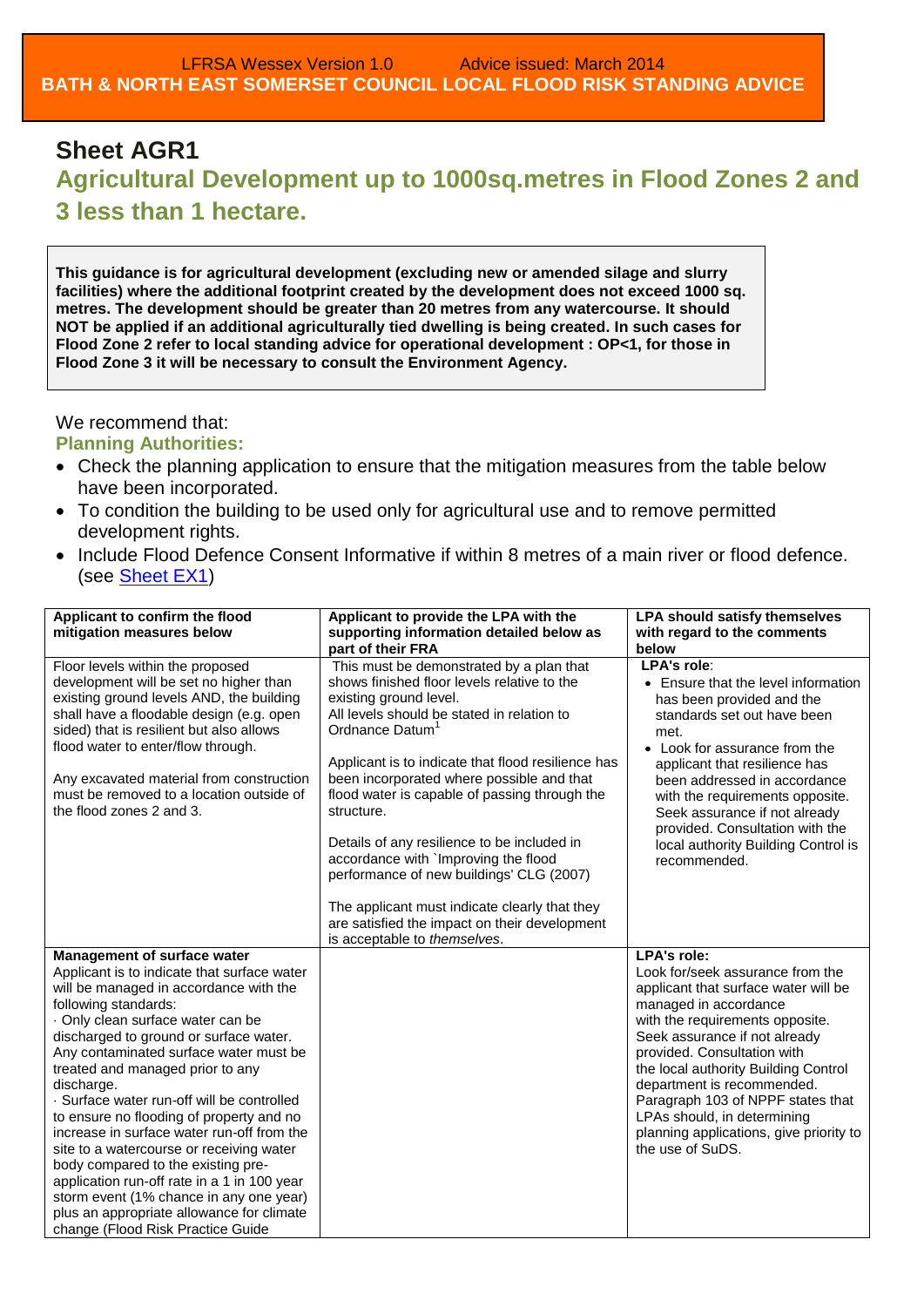LFRSA Wessex Version 1.0 Advice issued: March 2014
**BATH & NORTH EAST SOMERSET COUNCIL LOCAL FLOOD RISK STANDING ADVICE**

## Sheet AGR1

## Agricultural Development up to 1000sq.metres in Flood Zones 2 and 3 less than 1 hectare.

**This guidance is for agricultural development (excluding new or amended silage and slurry facilities) where the additional footprint created by the development does not exceed 1000 sq. metres. The development should be greater than 20 metres from any watercourse. It should NOT be applied if an additional agriculturally tied dwelling is being created. In such cases for Flood Zone 2 refer to local standing advice for operational development : OP<1, for those in Flood Zone 3 it will be necessary to consult the Environment Agency.**

We recommend that:

**Planning Authorities:**

- Check the planning application to ensure that the mitigation measures from the table below have been incorporated.
- To condition the building to be used only for agricultural use and to remove permitted development rights.
- Include Flood Defence Consent Informative if within 8 metres of a main river or flood defence. (see Sheet EX1)

| Applicant to confirm the flood mitigation measures below | Applicant to provide the LPA with the supporting information detailed below as part of their FRA | LPA should satisfy themselves with regard to the comments below |
|---|---|---|
| Floor levels within the proposed development will be set no higher than existing ground levels AND, the building shall have a floodable design (e.g. open sided) that is resilient but also allows flood water to enter/flow through.<br><br>Any excavated material from construction must be removed to a location outside of the flood zones 2 and 3. | This must be demonstrated by a plan that shows finished floor levels relative to the existing ground level. All levels should be stated in relation to Ordnance Datum[1]<br><br>Applicant is to indicate that flood resilience has been incorporated where possible and that flood water is capable of passing through the structure.<br><br>Details of any resilience to be included in accordance with `Improving the flood performance of new buildings' CLG (2007)<br><br>The applicant must indicate clearly that they are satisfied the impact on their development is acceptable to *themselves*. | **LPA's role**:<br>• Ensure that the level information has been provided and the standards set out have been met.<br>• Look for assurance from the applicant that resilience has been addressed in accordance with the requirements opposite. Seek assurance if not already provided. Consultation with the local authority Building Control is recommended. |
| **Management of surface water**<br>Applicant is to indicate that surface water will be managed in accordance with the following standards:<br>· Only clean surface water can be discharged to ground or surface water. Any contaminated surface water must be treated and managed prior to any discharge.<br>· Surface water run-off will be controlled to ensure no flooding of property and no increase in surface water run-off from the site to a watercourse or receiving water body compared to the existing pre-application run-off rate in a 1 in 100 year storm event (1% chance in any one year) plus an appropriate allowance for climate change (Flood Risk Practice Guide | | **LPA's role:**<br>Look for/seek assurance from the applicant that surface water will be managed in accordance with the requirements opposite. Seek assurance if not already provided. Consultation with the local authority Building Control department is recommended. Paragraph 103 of NPPF states that LPAs should, in determining planning applications, give priority to the use of SuDS. |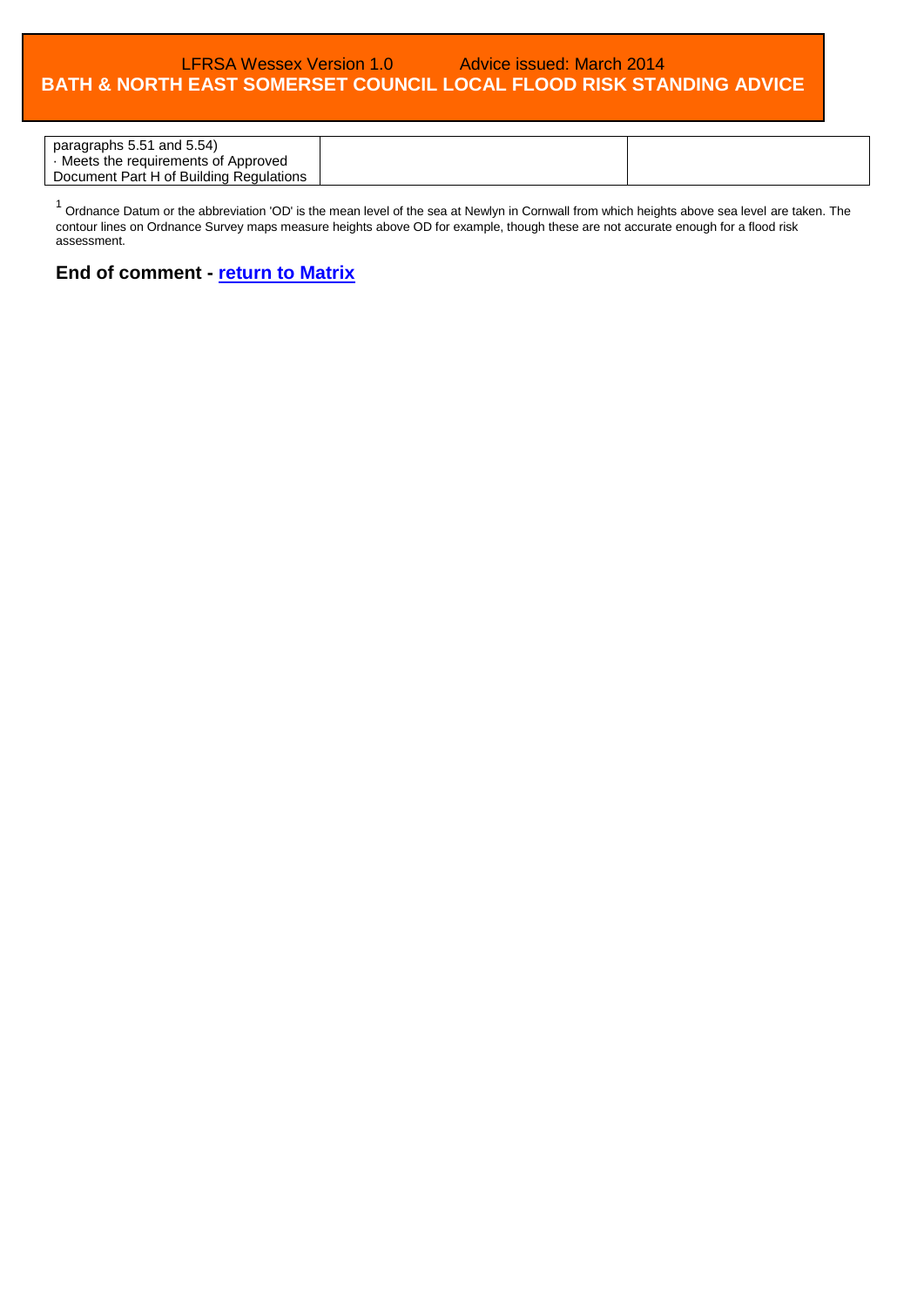| paragraphs 5.51 and 5.54)<br>· Meets the requirements of Approved Document Part H of Building Regulations | | |
|---|---|---|

[1] Ordnance Datum or the abbreviation 'OD' is the mean level of the sea at Newlyn in Cornwall from which heights above sea level are taken. The contour lines on Ordnance Survey maps measure heights above OD for example, though these are not accurate enough for a flood risk assessment.

**End of comment - return to Matrix**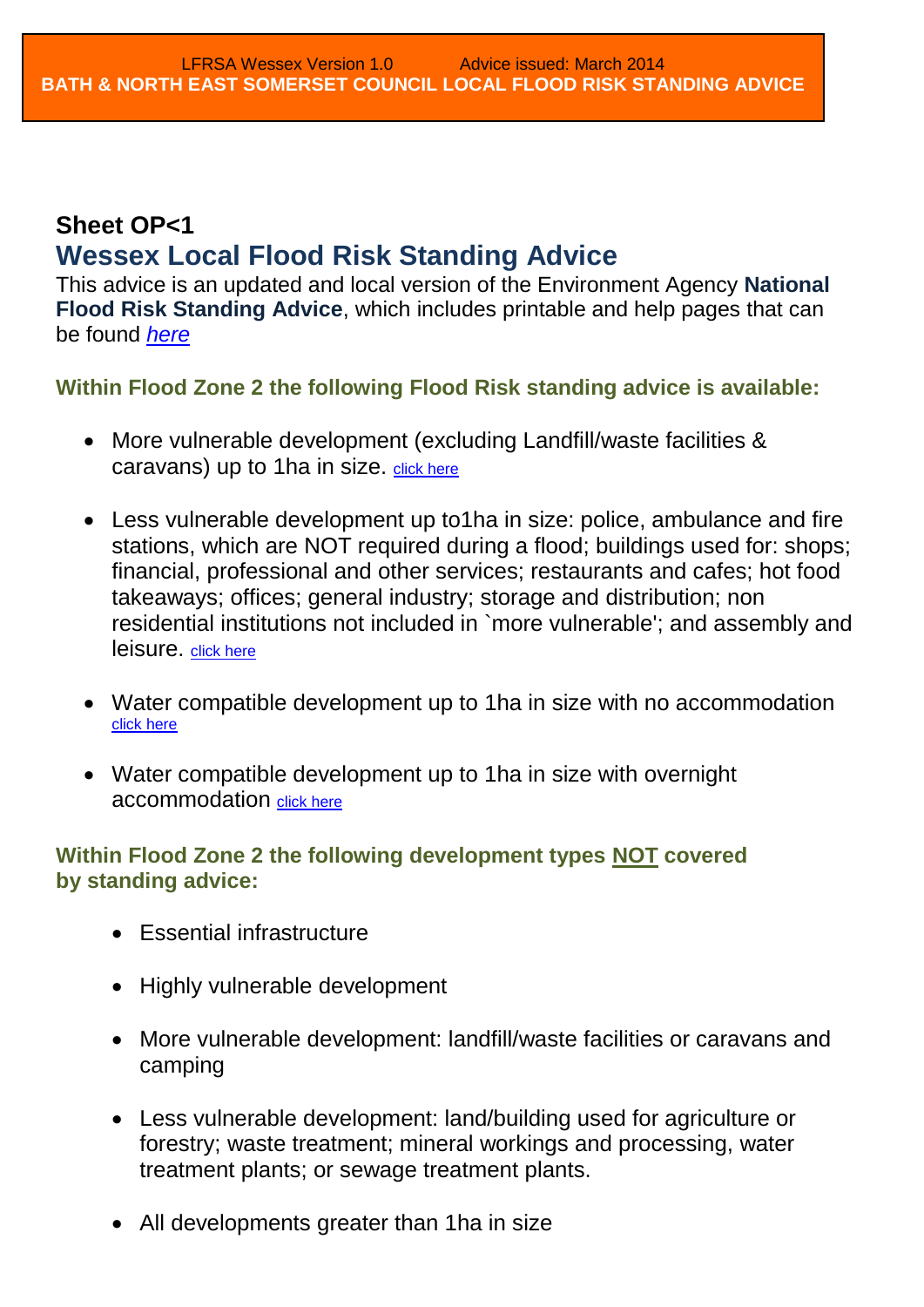LFRSA Wessex Version 1.0 Advice issued: March 2014
**BATH & NORTH EAST SOMERSET COUNCIL LOCAL FLOOD RISK STANDING ADVICE**

### Sheet OP<1

## Wessex Local Flood Risk Standing Advice

This advice is an updated and local version of the Environment Agency **National Flood Risk Standing Advice**, which includes printable and help pages that can be found *here*

**Within Flood Zone 2 the following Flood Risk standing advice is available:**

- More vulnerable development (excluding Landfill/waste facilities & caravans) up to 1ha in size. click here
- Less vulnerable development up to1ha in size: police, ambulance and fire stations, which are NOT required during a flood; buildings used for: shops; financial, professional and other services; restaurants and cafes; hot food takeaways; offices; general industry; storage and distribution; non residential institutions not included in `more vulnerable'; and assembly and leisure. click here
- Water compatible development up to 1ha in size with no accommodation click here
- Water compatible development up to 1ha in size with overnight accommodation click here

**Within Flood Zone 2 the following development types NOT covered by standing advice:**

- Essential infrastructure
- Highly vulnerable development
- More vulnerable development: landfill/waste facilities or caravans and camping
- Less vulnerable development: land/building used for agriculture or forestry; waste treatment; mineral workings and processing, water treatment plants; or sewage treatment plants.
- All developments greater than 1ha in size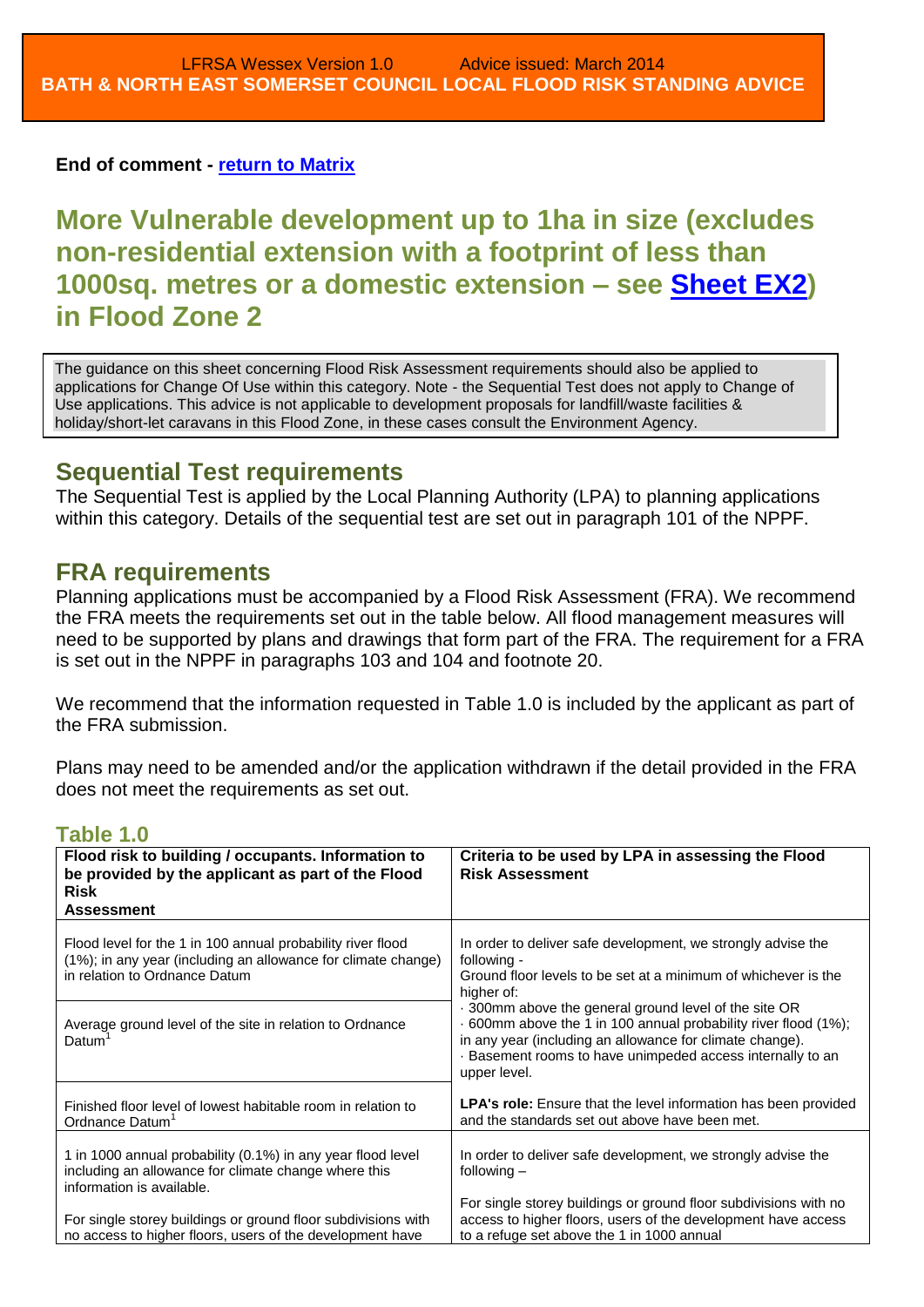**End of comment - return to Matrix**

# More Vulnerable development up to 1ha in size (excludes non-residential extension with a footprint of less than 1000sq. metres or a domestic extension – see Sheet EX2) in Flood Zone 2

The guidance on this sheet concerning Flood Risk Assessment requirements should also be applied to applications for Change Of Use within this category. Note - the Sequential Test does not apply to Change of Use applications. This advice is not applicable to development proposals for landfill/waste facilities & holiday/short-let caravans in this Flood Zone, in these cases consult the Environment Agency.

## Sequential Test requirements

The Sequential Test is applied by the Local Planning Authority (LPA) to planning applications within this category. Details of the sequential test are set out in paragraph 101 of the NPPF.

## FRA requirements

Planning applications must be accompanied by a Flood Risk Assessment (FRA). We recommend the FRA meets the requirements set out in the table below. All flood management measures will need to be supported by plans and drawings that form part of the FRA. The requirement for a FRA is set out in the NPPF in paragraphs 103 and 104 and footnote 20.

We recommend that the information requested in Table 1.0 is included by the applicant as part of the FRA submission.

Plans may need to be amended and/or the application withdrawn if the detail provided in the FRA does not meet the requirements as set out.

### Table 1.0

| Flood risk to building / occupants. Information to be provided by the applicant as part of the Flood Risk Assessment | Criteria to be used by LPA in assessing the Flood Risk Assessment |
|---|---|
| Flood level for the 1 in 100 annual probability river flood (1%); in any year (including an allowance for climate change) in relation to Ordnance Datum | In order to deliver safe development, we strongly advise the following - Ground floor levels to be set at a minimum of whichever is the higher of: · 300mm above the general ground level of the site OR · 600mm above the 1 in 100 annual probability river flood (1%); in any year (including an allowance for climate change). · Basement rooms to have unimpeded access internally to an upper level. |
| Average ground level of the site in relation to Ordnance Datum[1] | |
| Finished floor level of lowest habitable room in relation to Ordnance Datum[1] | **LPA's role:** Ensure that the level information has been provided and the standards set out above have been met. |
| 1 in 1000 annual probability (0.1%) in any year flood level including an allowance for climate change where this information is available. For single storey buildings or ground floor subdivisions with no access to higher floors, users of the development have | In order to deliver safe development, we strongly advise the following – For single storey buildings or ground floor subdivisions with no access to higher floors, users of the development have access to a refuge set above the 1 in 1000 annual |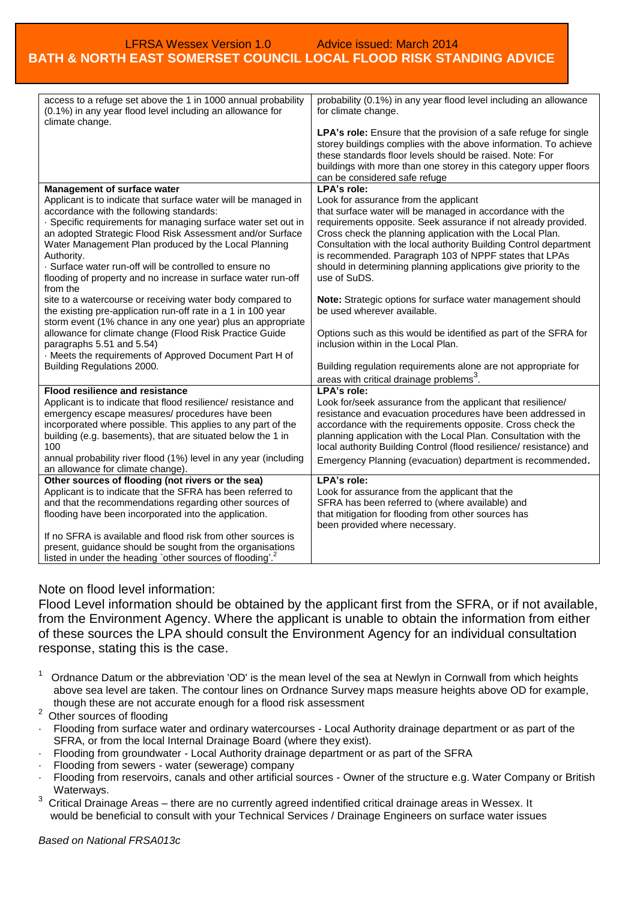| access to a refuge set above the 1 in 1000 annual probability (0.1%) in any year flood level including an allowance for climate change. | probability (0.1%) in any year flood level including an allowance for climate change.<br><br>**LPA's role:** Ensure that the provision of a safe refuge for single storey buildings complies with the above information. To achieve these standards floor levels should be raised. Note: For buildings with more than one storey in this category upper floors can be considered safe refuge |
|---|---|
| **Management of surface water**<br>Applicant is to indicate that surface water will be managed in accordance with the following standards:<br>· Specific requirements for managing surface water set out in an adopted Strategic Flood Risk Assessment and/or Surface Water Management Plan produced by the Local Planning Authority.<br>· Surface water run-off will be controlled to ensure no flooding of property and no increase in surface water run-off from the site to a watercourse or receiving water body compared to the existing pre-application run-off rate in a 1 in 100 year storm event (1% chance in any one year) plus an appropriate allowance for climate change (Flood Risk Practice Guide paragraphs 5.51 and 5.54)<br>· Meets the requirements of Approved Document Part H of Building Regulations 2000. | **LPA's role:**<br>Look for assurance from the applicant that surface water will be managed in accordance with the requirements opposite. Seek assurance if not already provided. Cross check the planning application with the Local Plan. Consultation with the local authority Building Control department is recommended. Paragraph 103 of NPPF states that LPAs should in determining planning applications give priority to the use of SuDS.<br><br>**Note:** Strategic options for surface water management should be used wherever available.<br><br>Options such as this would be identified as part of the SFRA for inclusion within in the Local Plan.<br><br>Building regulation requirements alone are not appropriate for areas with critical drainage problems[3]. |
| **Flood resilience and resistance**<br>Applicant is to indicate that flood resilience/ resistance and emergency escape measures/ procedures have been incorporated where possible. This applies to any part of the building (e.g. basements), that are situated below the 1 in 100 annual probability river flood (1%) level in any year (including an allowance for climate change). | **LPA's role:**<br>Look for/seek assurance from the applicant that resilience/ resistance and evacuation procedures have been addressed in accordance with the requirements opposite. Cross check the planning application with the Local Plan. Consultation with the local authority Building Control (flood resilience/ resistance) and Emergency Planning (evacuation) department is recommended. |
| **Other sources of flooding (not rivers or the sea)**<br>Applicant is to indicate that the SFRA has been referred to and that the recommendations regarding other sources of flooding have been incorporated into the application.<br><br>If no SFRA is available and flood risk from other sources is present, guidance should be sought from the organisations listed in under the heading `other sources of flooding'.[2] | **LPA's role:**<br>Look for assurance from the applicant that the SFRA has been referred to (where available) and that mitigation for flooding from other sources has been provided where necessary. |

Note on flood level information:

Flood Level information should be obtained by the applicant first from the SFRA, or if not available, from the Environment Agency. Where the applicant is unable to obtain the information from either of these sources the LPA should consult the Environment Agency for an individual consultation response, stating this is the case.

[1] Ordnance Datum or the abbreviation 'OD' is the mean level of the sea at Newlyn in Cornwall from which heights above sea level are taken. The contour lines on Ordnance Survey maps measure heights above OD for example, though these are not accurate enough for a flood risk assessment

[2] Other sources of flooding

- Flooding from surface water and ordinary watercourses - Local Authority drainage department or as part of the SFRA, or from the local Internal Drainage Board (where they exist).
- Flooding from groundwater - Local Authority drainage department or as part of the SFRA
- Flooding from sewers - water (sewerage) company
- Flooding from reservoirs, canals and other artificial sources - Owner of the structure e.g. Water Company or British Waterways.

[3] Critical Drainage Areas – there are no currently agreed indentified critical drainage areas in Wessex. It would be beneficial to consult with your Technical Services / Drainage Engineers on surface water issues

*Based on National FRSA013c*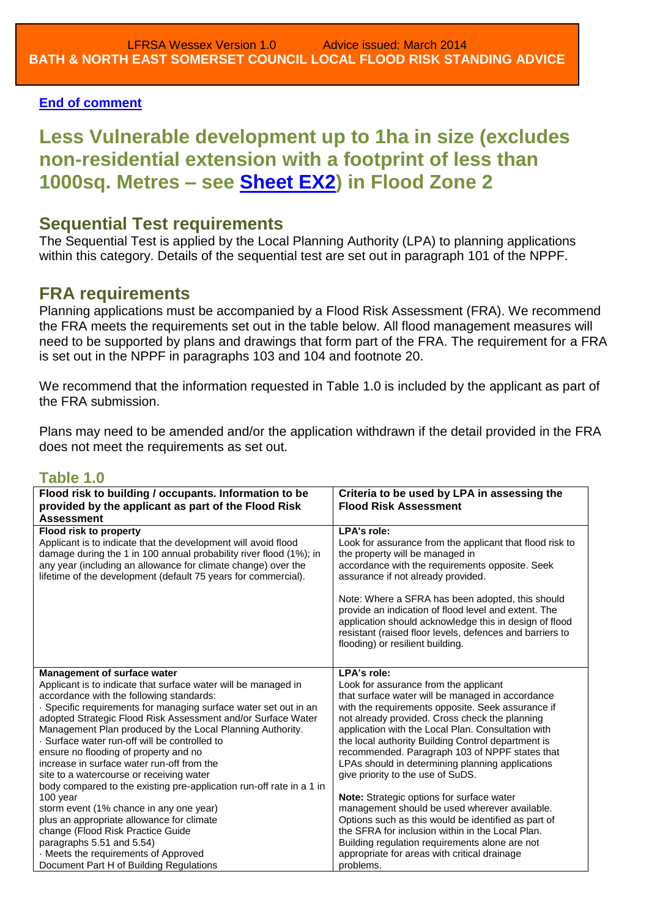**End of comment**

# Less Vulnerable development up to 1ha in size (excludes non-residential extension with a footprint of less than 1000sq. Metres – see Sheet EX2) in Flood Zone 2

## Sequential Test requirements

The Sequential Test is applied by the Local Planning Authority (LPA) to planning applications within this category. Details of the sequential test are set out in paragraph 101 of the NPPF.

## FRA requirements

Planning applications must be accompanied by a Flood Risk Assessment (FRA). We recommend the FRA meets the requirements set out in the table below. All flood management measures will need to be supported by plans and drawings that form part of the FRA. The requirement for a FRA is set out in the NPPF in paragraphs 103 and 104 and footnote 20.

We recommend that the information requested in Table 1.0 is included by the applicant as part of the FRA submission.

Plans may need to be amended and/or the application withdrawn if the detail provided in the FRA does not meet the requirements as set out.

### Table 1.0

| Flood risk to building / occupants. Information to be provided by the applicant as part of the Flood Risk Assessment | Criteria to be used by LPA in assessing the Flood Risk Assessment |
|---|---|
| **Flood risk to property**<br>Applicant is to indicate that the development will avoid flood damage during the 1 in 100 annual probability river flood (1%); in any year (including an allowance for climate change) over the lifetime of the development (default 75 years for commercial). | **LPA's role:**<br>Look for assurance from the applicant that flood risk to the property will be managed in accordance with the requirements opposite. Seek assurance if not already provided.<br><br>Note: Where a SFRA has been adopted, this should provide an indication of flood level and extent. The application should acknowledge this in design of flood resistant (raised floor levels, defences and barriers to flooding) or resilient building. |
| **Management of surface water**<br>Applicant is to indicate that surface water will be managed in accordance with the following standards:<br>· Specific requirements for managing surface water set out in an adopted Strategic Flood Risk Assessment and/or Surface Water Management Plan produced by the Local Planning Authority.<br>· Surface water run-off will be controlled to ensure no flooding of property and no increase in surface water run-off from the site to a watercourse or receiving water body compared to the existing pre-application run-off rate in a 1 in 100 year storm event (1% chance in any one year) plus an appropriate allowance for climate change (Flood Risk Practice Guide paragraphs 5.51 and 5.54)<br>· Meets the requirements of Approved Document Part H of Building Regulations | **LPA's role:**<br>Look for assurance from the applicant that surface water will be managed in accordance with the requirements opposite. Seek assurance if not already provided. Cross check the planning application with the Local Plan. Consultation with the local authority Building Control department is recommended. Paragraph 103 of NPPF states that LPAs should in determining planning applications give priority to the use of SuDS.<br><br>**Note:** Strategic options for surface water management should be used wherever available. Options such as this would be identified as part of the SFRA for inclusion within in the Local Plan. Building regulation requirements alone are not appropriate for areas with critical drainage problems. |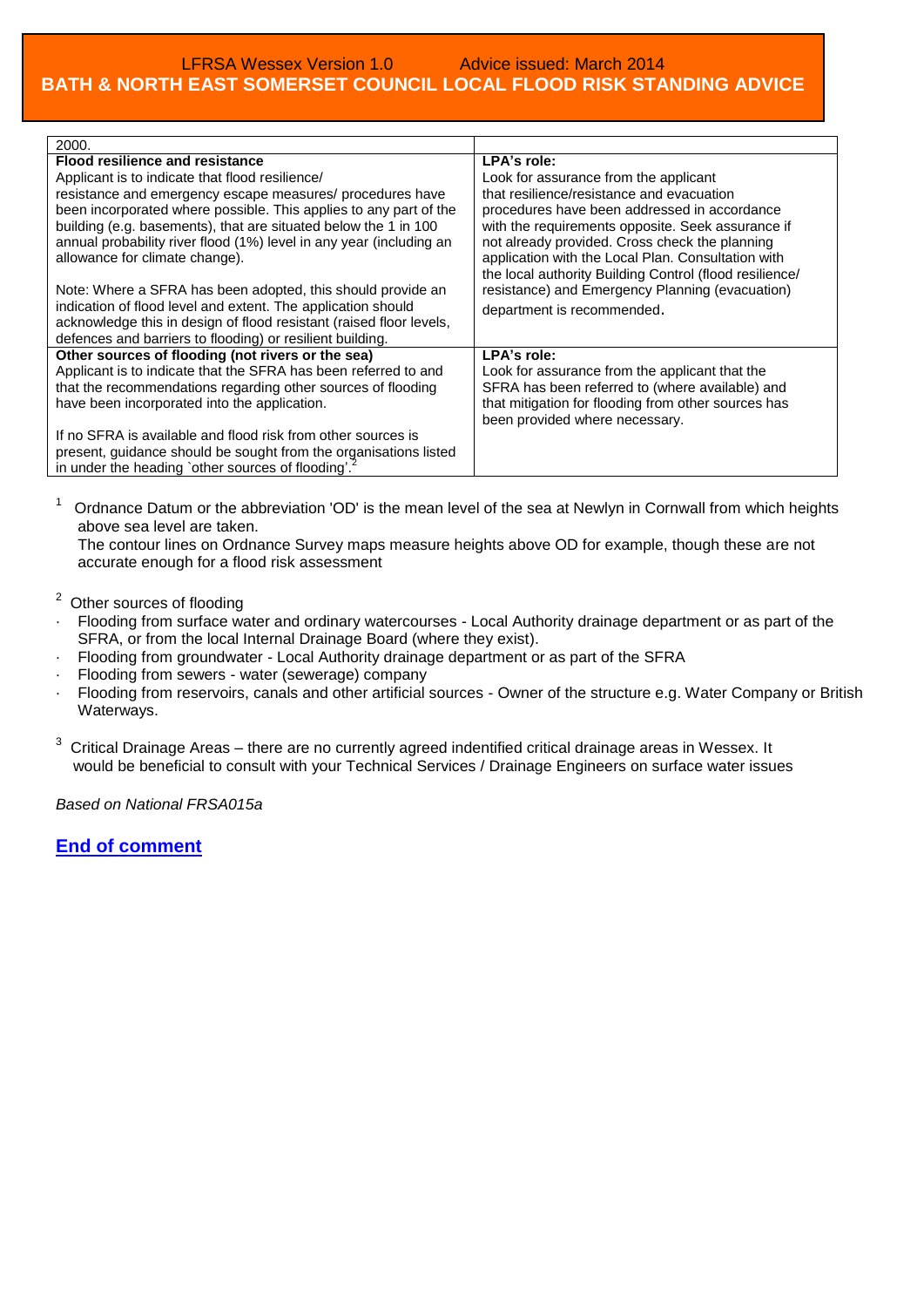| 2000. | |
|---|---|
| **Flood resilience and resistance**<br>Applicant is to indicate that flood resilience/ resistance and emergency escape measures/ procedures have been incorporated where possible. This applies to any part of the building (e.g. basements), that are situated below the 1 in 100 annual probability river flood (1%) level in any year (including an allowance for climate change).<br><br>Note: Where a SFRA has been adopted, this should provide an indication of flood level and extent. The application should acknowledge this in design of flood resistant (raised floor levels, defences and barriers to flooding) or resilient building. | **LPA's role:**<br>Look for assurance from the applicant that resilience/resistance and evacuation procedures have been addressed in accordance with the requirements opposite. Seek assurance if not already provided. Cross check the planning application with the Local Plan. Consultation with the local authority Building Control (flood resilience/ resistance) and Emergency Planning (evacuation) department is recommended. |
| **Other sources of flooding (not rivers or the sea)**<br>Applicant is to indicate that the SFRA has been referred to and that the recommendations regarding other sources of flooding have been incorporated into the application.<br><br>If no SFRA is available and flood risk from other sources is present, guidance should be sought from the organisations listed in under the heading `other sources of flooding'.[2] | **LPA's role:**<br>Look for assurance from the applicant that the SFRA has been referred to (where available) and that mitigation for flooding from other sources has been provided where necessary. |

[1] Ordnance Datum or the abbreviation 'OD' is the mean level of the sea at Newlyn in Cornwall from which heights above sea level are taken.
The contour lines on Ordnance Survey maps measure heights above OD for example, though these are not accurate enough for a flood risk assessment

[2] Other sources of flooding

- Flooding from surface water and ordinary watercourses - Local Authority drainage department or as part of the SFRA, or from the local Internal Drainage Board (where they exist).
- Flooding from groundwater - Local Authority drainage department or as part of the SFRA
- Flooding from sewers - water (sewerage) company
- Flooding from reservoirs, canals and other artificial sources - Owner of the structure e.g. Water Company or British Waterways.

[3] Critical Drainage Areas – there are no currently agreed indentified critical drainage areas in Wessex. It would be beneficial to consult with your Technical Services / Drainage Engineers on surface water issues

*Based on National FRSA015a*

**End of comment**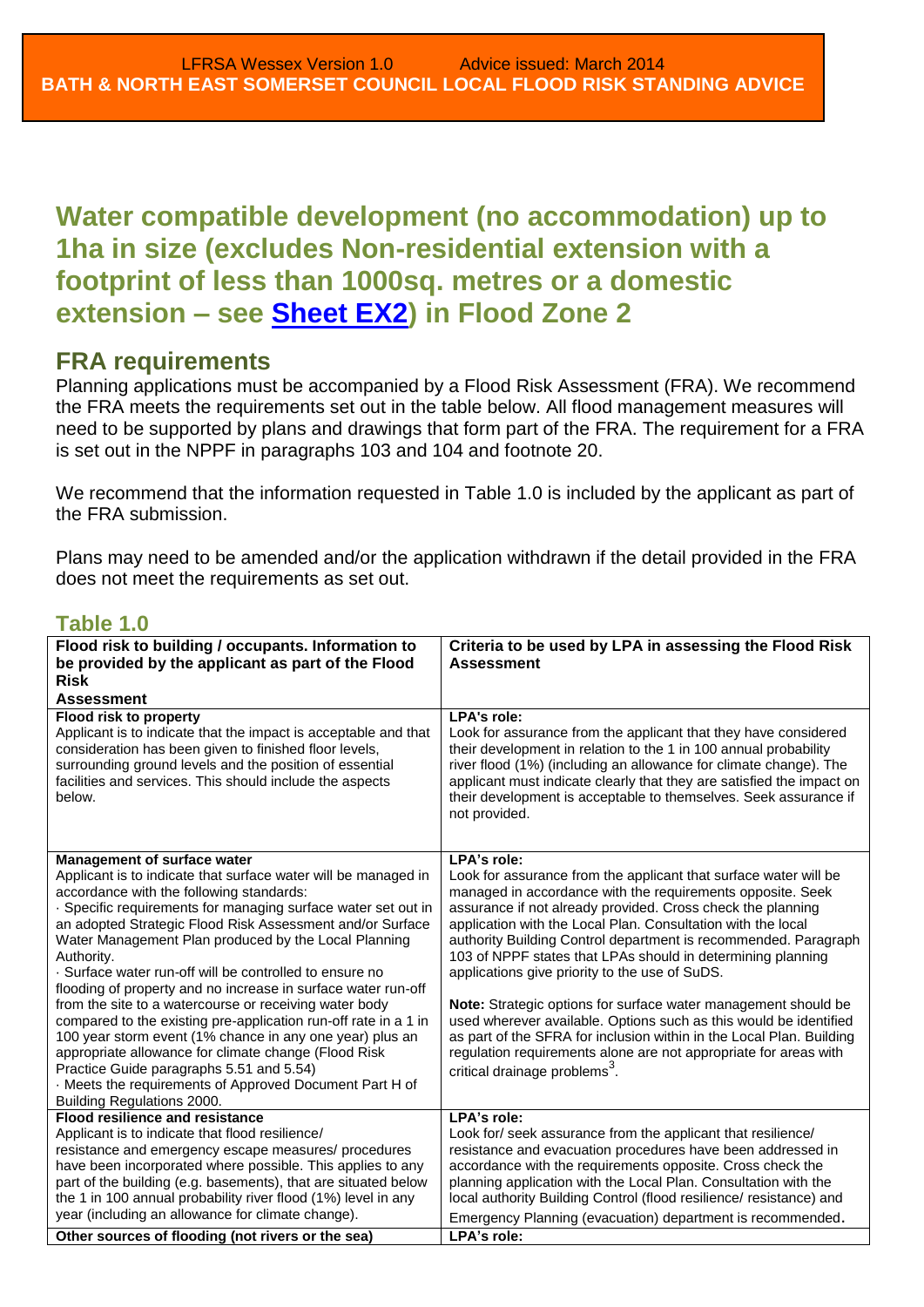# Water compatible development (no accommodation) up to 1ha in size (excludes Non-residential extension with a footprint of less than 1000sq. metres or a domestic extension – see [Sheet EX2](#)) in Flood Zone 2

## FRA requirements

Planning applications must be accompanied by a Flood Risk Assessment (FRA). We recommend the FRA meets the requirements set out in the table below. All flood management measures will need to be supported by plans and drawings that form part of the FRA. The requirement for a FRA is set out in the NPPF in paragraphs 103 and 104 and footnote 20.

We recommend that the information requested in Table 1.0 is included by the applicant as part of the FRA submission.

Plans may need to be amended and/or the application withdrawn if the detail provided in the FRA does not meet the requirements as set out.

### Table 1.0

| Flood risk to building / occupants. Information to be provided by the applicant as part of the Flood Risk Assessment | Criteria to be used by LPA in assessing the Flood Risk Assessment |
| --- | --- |
| **Flood risk to property**<br>Applicant is to indicate that the impact is acceptable and that consideration has been given to finished floor levels, surrounding ground levels and the position of essential facilities and services. This should include the aspects below. | **LPA's role:**<br>Look for assurance from the applicant that they have considered their development in relation to the 1 in 100 annual probability river flood (1%) (including an allowance for climate change). The applicant must indicate clearly that they are satisfied the impact on their development is acceptable to themselves. Seek assurance if not provided. |
| **Management of surface water**<br>Applicant is to indicate that surface water will be managed in accordance with the following standards:<br>· Specific requirements for managing surface water set out in an adopted Strategic Flood Risk Assessment and/or Surface Water Management Plan produced by the Local Planning Authority.<br>· Surface water run-off will be controlled to ensure no flooding of property and no increase in surface water run-off from the site to a watercourse or receiving water body compared to the existing pre-application run-off rate in a 1 in 100 year storm event (1% chance in any one year) plus an appropriate allowance for climate change (Flood Risk Practice Guide paragraphs 5.51 and 5.54)<br>· Meets the requirements of Approved Document Part H of Building Regulations 2000. | **LPA's role:**<br>Look for assurance from the applicant that surface water will be managed in accordance with the requirements opposite. Seek assurance if not already provided. Cross check the planning application with the Local Plan. Consultation with the local authority Building Control department is recommended. Paragraph 103 of NPPF states that LPAs should in determining planning applications give priority to the use of SuDS.<br><br>**Note:** Strategic options for surface water management should be used wherever available. Options such as this would be identified as part of the SFRA for inclusion within in the Local Plan. Building regulation requirements alone are not appropriate for areas with critical drainage problems[3]. |
| **Flood resilience and resistance**<br>Applicant is to indicate that flood resilience/ resistance and emergency escape measures/ procedures have been incorporated where possible. This applies to any part of the building (e.g. basements), that are situated below the 1 in 100 annual probability river flood (1%) in any year (including an allowance for climate change). | **LPA's role:**<br>Look for/ seek assurance from the applicant that resilience/ resistance and evacuation procedures have been addressed in accordance with the requirements opposite. Cross check the planning application with the Local Plan. Consultation with the local authority Building Control (flood resilience/ resistance) and Emergency Planning (evacuation) department is recommended. |
| **Other sources of flooding (not rivers or the sea)** | **LPA's role:** |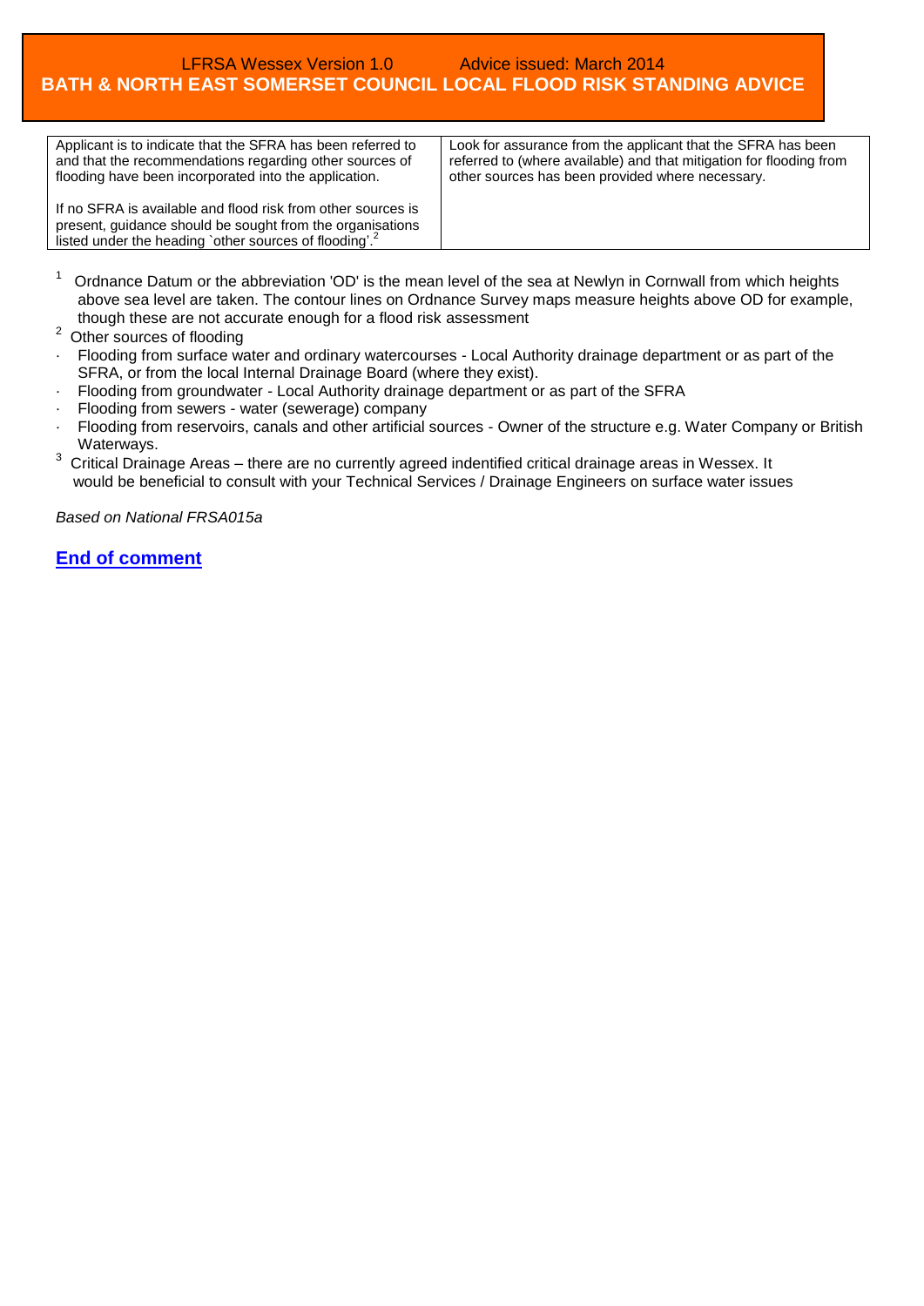LFRSA Wessex Version 1.0 Advice issued: March 2014

**BATH & NORTH EAST SOMERSET COUNCIL LOCAL FLOOD RISK STANDING ADVICE**

| | |
|---|---|
| Applicant is to indicate that the SFRA has been referred to and that the recommendations regarding other sources of flooding have been incorporated into the application.<br><br>If no SFRA is available and flood risk from other sources is present, guidance should be sought from the organisations listed under the heading `other sources of flooding'.[2] | Look for assurance from the applicant that the SFRA has been referred to (where available) and that mitigation for flooding from other sources has been provided where necessary. |

[1] Ordnance Datum or the abbreviation 'OD' is the mean level of the sea at Newlyn in Cornwall from which heights above sea level are taken. The contour lines on Ordnance Survey maps measure heights above OD for example, though these are not accurate enough for a flood risk assessment

[2] Other sources of flooding

- Flooding from surface water and ordinary watercourses - Local Authority drainage department or as part of the SFRA, or from the local Internal Drainage Board (where they exist).
- Flooding from groundwater - Local Authority drainage department or as part of the SFRA
- Flooding from sewers - water (sewerage) company
- Flooding from reservoirs, canals and other artificial sources - Owner of the structure e.g. Water Company or British Waterways.

[3] Critical Drainage Areas – there are no currently agreed indentified critical drainage areas in Wessex. It would be beneficial to consult with your Technical Services / Drainage Engineers on surface water issues

*Based on National FRSA015a*

**End of comment**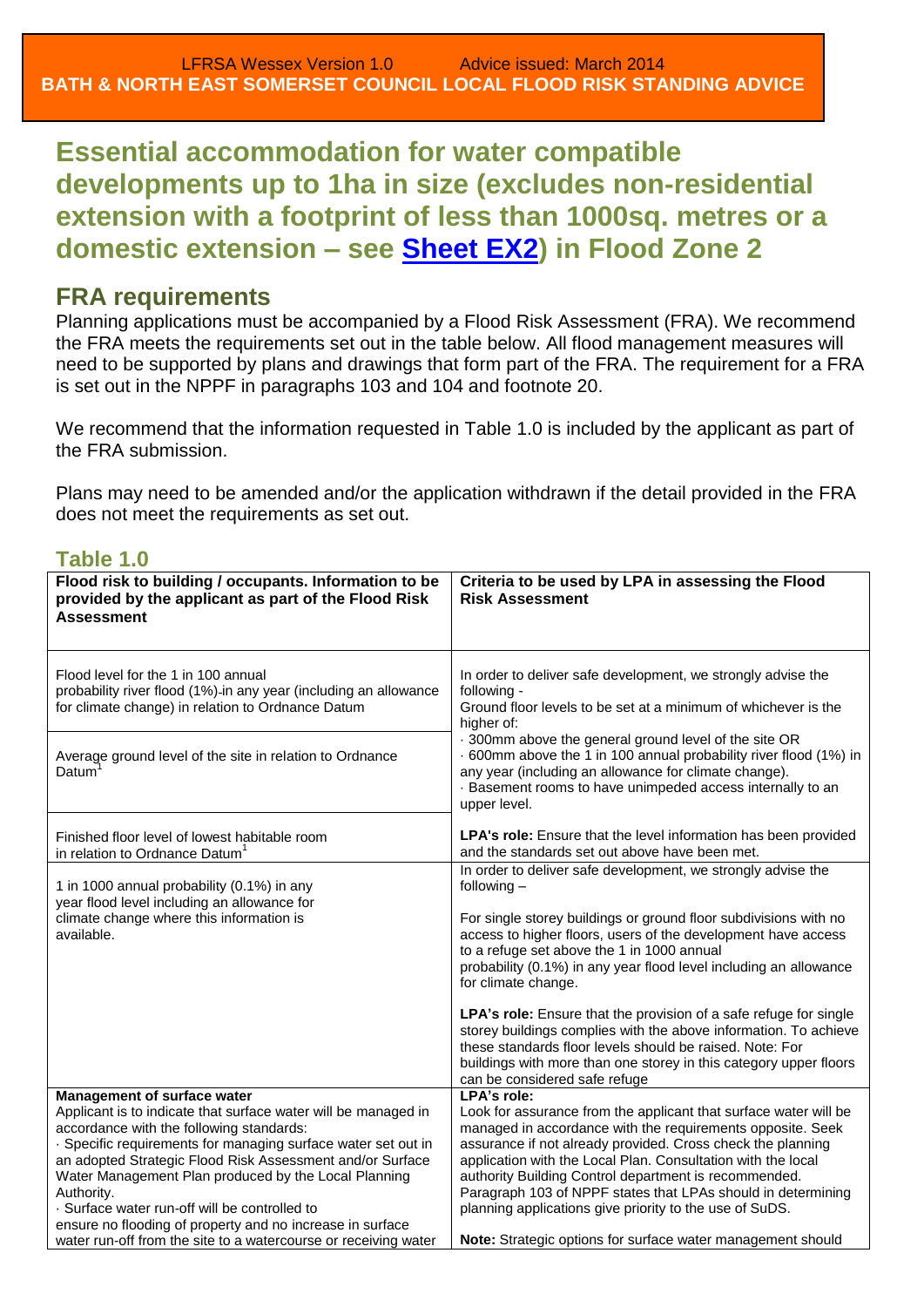LFRSA Wessex Version 1.0 Advice issued: March 2014
**BATH & NORTH EAST SOMERSET COUNCIL LOCAL FLOOD RISK STANDING ADVICE**

# Essential accommodation for water compatible developments up to 1ha in size (excludes non-residential extension with a footprint of less than 1000sq. metres or a domestic extension – see Sheet EX2) in Flood Zone 2

## FRA requirements

Planning applications must be accompanied by a Flood Risk Assessment (FRA). We recommend the FRA meets the requirements set out in the table below. All flood management measures will need to be supported by plans and drawings that form part of the FRA. The requirement for a FRA is set out in the NPPF in paragraphs 103 and 104 and footnote 20.

We recommend that the information requested in Table 1.0 is included by the applicant as part of the FRA submission.

Plans may need to be amended and/or the application withdrawn if the detail provided in the FRA does not meet the requirements as set out.

### Table 1.0

| **Flood risk to building / occupants. Information to be provided by the applicant as part of the Flood Risk Assessment** | **Criteria to be used by LPA in assessing the Flood Risk Assessment** |
|---|---|
| Flood level for the 1 in 100 annual probability river flood (1%) in any year (including an allowance for climate change) in relation to Ordnance Datum | In order to deliver safe development, we strongly advise the following - Ground floor levels to be set at a minimum of whichever is the higher of: · 300mm above the general ground level of the site OR · 600mm above the 1 in 100 annual probability river flood (1%) in any year (including an allowance for climate change). · Basement rooms to have unimpeded access internally to an upper level. |
| Average ground level of the site in relation to Ordnance Datum[1] | |
| Finished floor level of lowest habitable room in relation to Ordnance Datum[1] | **LPA's role:** Ensure that the level information has been provided and the standards set out above have been met. |
| 1 in 1000 annual probability (0.1%) in any year flood level including an allowance for climate change where this information is available. | In order to deliver safe development, we strongly advise the following – For single storey buildings or ground floor subdivisions with no access to higher floors, users of the development have access to a refuge set above the 1 in 1000 annual probability (0.1%) in any year flood level including an allowance for climate change. **LPA's role:** Ensure that the provision of a safe refuge for single storey buildings complies with the above information. To achieve these standards floor levels should be raised. Note: For buildings with more than one storey in this category upper floors can be considered safe refuge |
| **Management of surface water** Applicant is to indicate that surface water will be managed in accordance with the following standards: · Specific requirements for managing surface water set out in an adopted Strategic Flood Risk Assessment and/or Surface Water Management Plan produced by the Local Planning Authority. · Surface water run-off will be controlled to ensure no flooding of property and no increase in surface water run-off from the site to a watercourse or receiving water | **LPA's role:** Look for assurance from the applicant that surface water will be managed in accordance with the requirements opposite. Seek assurance if not already provided. Cross check the planning application with the Local Plan. Consultation with the local authority Building Control department is recommended. Paragraph 103 of NPPF states that LPAs should in determining planning applications give priority to the use of SuDS. **Note:** Strategic options for surface water management should |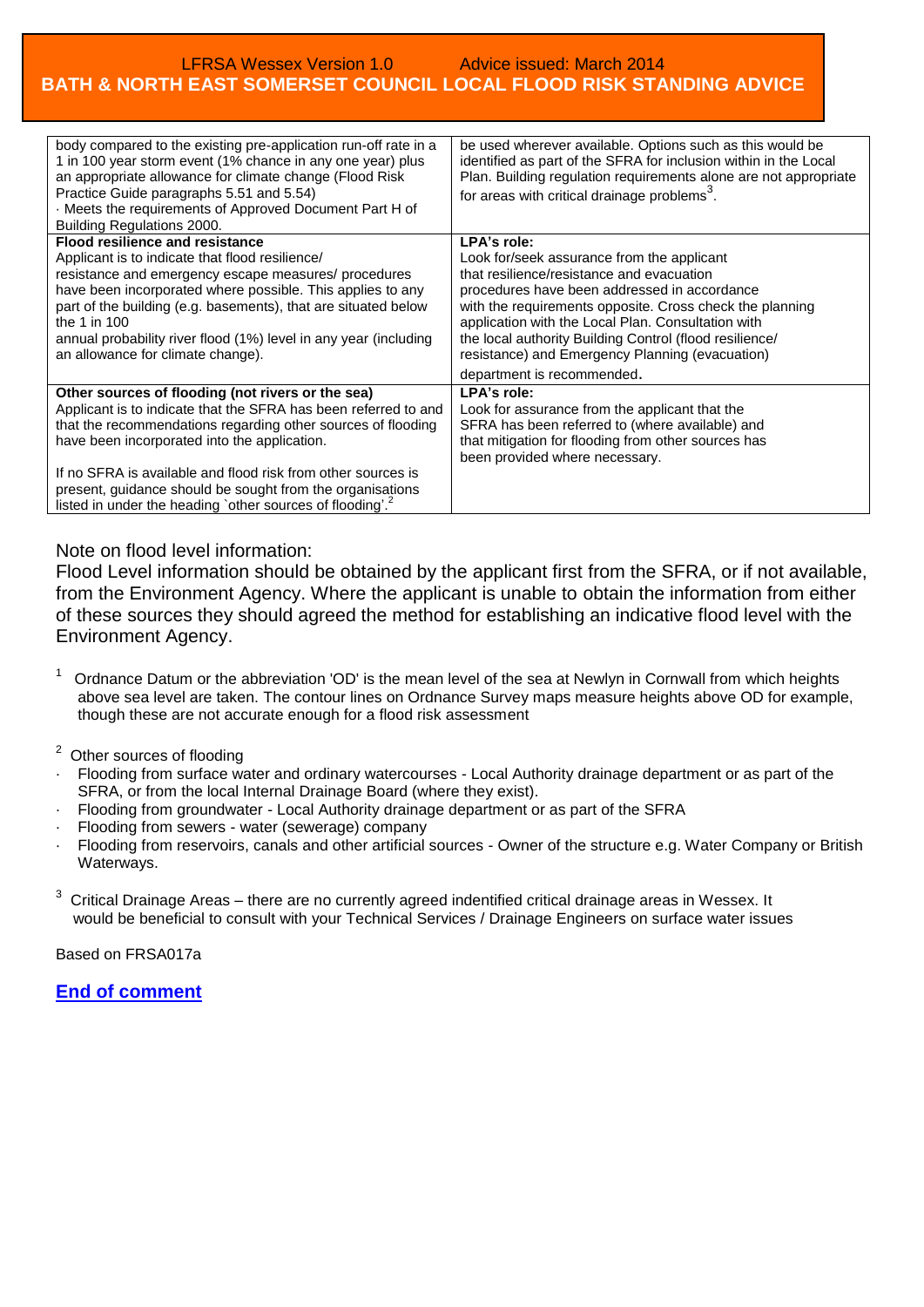| | |
|---|---|
| body compared to the existing pre-application run-off rate in a 1 in 100 year storm event (1% chance in any one year) plus an appropriate allowance for climate change (Flood Risk Practice Guide paragraphs 5.51 and 5.54)<br>· Meets the requirements of Approved Document Part H of Building Regulations 2000. | be used wherever available. Options such as this would be identified as part of the SFRA for inclusion within in the Local Plan. Building regulation requirements alone are not appropriate for areas with critical drainage problems[3]. |
| **Flood resilience and resistance**<br>Applicant is to indicate that flood resilience/ resistance and emergency escape measures/ procedures have been incorporated where possible. This applies to any part of the building (e.g. basements), that are situated below the 1 in 100 annual probability river flood (1%) level in any year (including an allowance for climate change). | **LPA's role:**<br>Look for/seek assurance from the applicant that resilience/resistance and evacuation procedures have been addressed in accordance with the requirements opposite. Cross check the planning application with the Local Plan. Consultation with the local authority Building Control (flood resilience/ resistance) and Emergency Planning (evacuation) department is recommended. |
| **Other sources of flooding (not rivers or the sea)**<br>Applicant is to indicate that the SFRA has been referred to and that the recommendations regarding other sources of flooding have been incorporated into the application.<br><br>If no SFRA is available and flood risk from other sources is present, guidance should be sought from the organisations listed in under the heading `other sources of flooding'.[2] | **LPA's role:**<br>Look for assurance from the applicant that the SFRA has been referred to (where available) and that mitigation for flooding from other sources has been provided where necessary. |

Note on flood level information:

Flood Level information should be obtained by the applicant first from the SFRA, or if not available, from the Environment Agency. Where the applicant is unable to obtain the information from either of these sources they should agreed the method for establishing an indicative flood level with the Environment Agency.

[1] Ordnance Datum or the abbreviation 'OD' is the mean level of the sea at Newlyn in Cornwall from which heights above sea level are taken. The contour lines on Ordnance Survey maps measure heights above OD for example, though these are not accurate enough for a flood risk assessment

[2] Other sources of flooding

- Flooding from surface water and ordinary watercourses - Local Authority drainage department or as part of the SFRA, or from the local Internal Drainage Board (where they exist).
- Flooding from groundwater - Local Authority drainage department or as part of the SFRA
- Flooding from sewers - water (sewerage) company
- Flooding from reservoirs, canals and other artificial sources - Owner of the structure e.g. Water Company or British Waterways.

[3] Critical Drainage Areas – there are no currently agreed indentified critical drainage areas in Wessex. It would be beneficial to consult with your Technical Services / Drainage Engineers on surface water issues

Based on FRSA017a

**End of comment**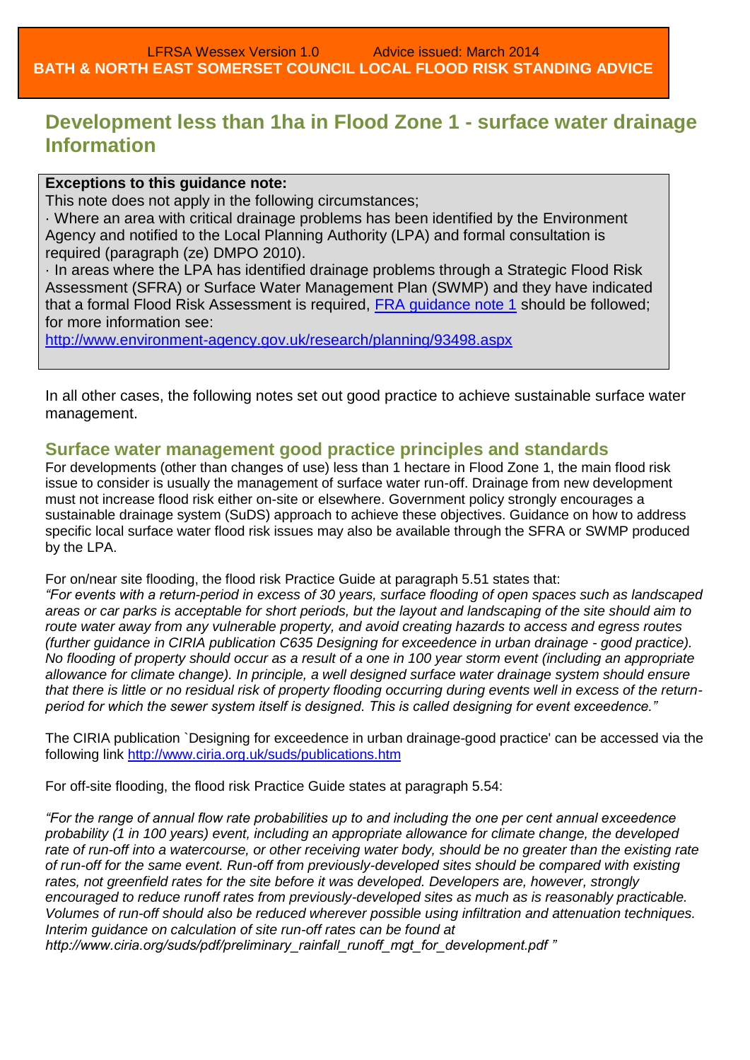## Development less than 1ha in Flood Zone 1 - surface water drainage Information

**Exceptions to this guidance note:**

This note does not apply in the following circumstances;

· Where an area with critical drainage problems has been identified by the Environment Agency and notified to the Local Planning Authority (LPA) and formal consultation is required (paragraph (ze) DMPO 2010).

· In areas where the LPA has identified drainage problems through a Strategic Flood Risk Assessment (SFRA) or Surface Water Management Plan (SWMP) and they have indicated that a formal Flood Risk Assessment is required, FRA guidance note 1 should be followed; for more information see:

http://www.environment-agency.gov.uk/research/planning/93498.aspx

In all other cases, the following notes set out good practice to achieve sustainable surface water management.

### Surface water management good practice principles and standards

For developments (other than changes of use) less than 1 hectare in Flood Zone 1, the main flood risk issue to consider is usually the management of surface water run-off. Drainage from new development must not increase flood risk either on-site or elsewhere. Government policy strongly encourages a sustainable drainage system (SuDS) approach to achieve these objectives. Guidance on how to address specific local surface water flood risk issues may also be available through the SFRA or SWMP produced by the LPA.

For on/near site flooding, the flood risk Practice Guide at paragraph 5.51 states that:

*"For events with a return-period in excess of 30 years, surface flooding of open spaces such as landscaped areas or car parks is acceptable for short periods, but the layout and landscaping of the site should aim to route water away from any vulnerable property, and avoid creating hazards to access and egress routes (further guidance in CIRIA publication C635 Designing for exceedence in urban drainage - good practice). No flooding of property should occur as a result of a one in 100 year storm event (including an appropriate allowance for climate change). In principle, a well designed surface water drainage system should ensure that there is little or no residual risk of property flooding occurring during events well in excess of the return-period for which the sewer system itself is designed. This is called designing for event exceedence."*

The CIRIA publication `Designing for exceedence in urban drainage-good practice' can be accessed via the following link http://www.ciria.org.uk/suds/publications.htm

For off-site flooding, the flood risk Practice Guide states at paragraph 5.54:

*"For the range of annual flow rate probabilities up to and including the one per cent annual exceedence probability (1 in 100 years) event, including an appropriate allowance for climate change, the developed rate of run-off into a watercourse, or other receiving water body, should be no greater than the existing rate of run-off for the same event. Run-off from previously-developed sites should be compared with existing rates, not greenfield rates for the site before it was developed. Developers are, however, strongly encouraged to reduce runoff rates from previously-developed sites as much as is reasonably practicable. Volumes of run-off should also be reduced wherever possible using infiltration and attenuation techniques. Interim guidance on calculation of site run-off rates can be found at http://www.ciria.org/suds/pdf/preliminary_rainfall_runoff_mgt_for_development.pdf "*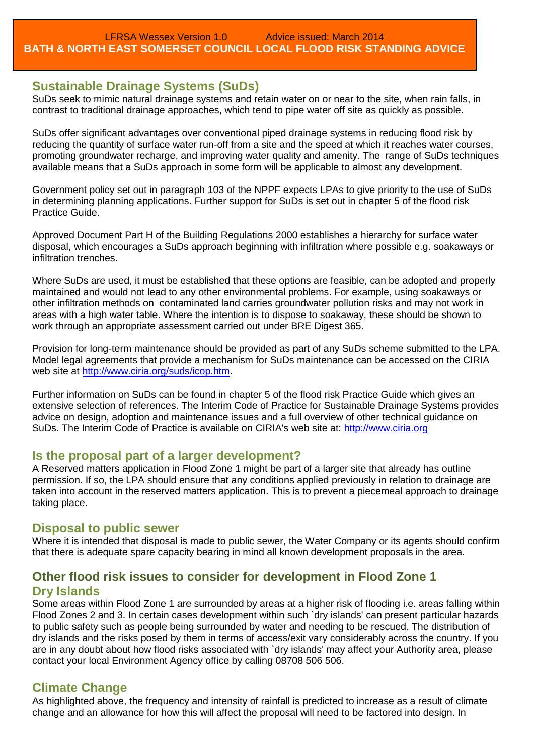## Sustainable Drainage Systems (SuDs)

SuDs seek to mimic natural drainage systems and retain water on or near to the site, when rain falls, in contrast to traditional drainage approaches, which tend to pipe water off site as quickly as possible.

SuDs offer significant advantages over conventional piped drainage systems in reducing flood risk by reducing the quantity of surface water run-off from a site and the speed at which it reaches water courses, promoting groundwater recharge, and improving water quality and amenity. The range of SuDs techniques available means that a SuDs approach in some form will be applicable to almost any development.

Government policy set out in paragraph 103 of the NPPF expects LPAs to give priority to the use of SuDs in determining planning applications. Further support for SuDs is set out in chapter 5 of the flood risk Practice Guide.

Approved Document Part H of the Building Regulations 2000 establishes a hierarchy for surface water disposal, which encourages a SuDs approach beginning with infiltration where possible e.g. soakaways or infiltration trenches.

Where SuDs are used, it must be established that these options are feasible, can be adopted and properly maintained and would not lead to any other environmental problems. For example, using soakaways or other infiltration methods on contaminated land carries groundwater pollution risks and may not work in areas with a high water table. Where the intention is to dispose to soakaway, these should be shown to work through an appropriate assessment carried out under BRE Digest 365.

Provision for long-term maintenance should be provided as part of any SuDs scheme submitted to the LPA. Model legal agreements that provide a mechanism for SuDs maintenance can be accessed on the CIRIA web site at http://www.ciria.org/suds/icop.htm.

Further information on SuDs can be found in chapter 5 of the flood risk Practice Guide which gives an extensive selection of references. The Interim Code of Practice for Sustainable Drainage Systems provides advice on design, adoption and maintenance issues and a full overview of other technical guidance on SuDs. The Interim Code of Practice is available on CIRIA's web site at: http://www.ciria.org

## Is the proposal part of a larger development?

A Reserved matters application in Flood Zone 1 might be part of a larger site that already has outline permission. If so, the LPA should ensure that any conditions applied previously in relation to drainage are taken into account in the reserved matters application. This is to prevent a piecemeal approach to drainage taking place.

## Disposal to public sewer

Where it is intended that disposal is made to public sewer, the Water Company or its agents should confirm that there is adequate spare capacity bearing in mind all known development proposals in the area.

## Other flood risk issues to consider for development in Flood Zone 1

### Dry Islands

Some areas within Flood Zone 1 are surrounded by areas at a higher risk of flooding i.e. areas falling within Flood Zones 2 and 3. In certain cases development within such `dry islands' can present particular hazards to public safety such as people being surrounded by water and needing to be rescued. The distribution of dry islands and the risks posed by them in terms of access/exit vary considerably across the country. If you are in any doubt about how flood risks associated with `dry islands' may affect your Authority area, please contact your local Environment Agency office by calling 08708 506 506.

## Climate Change

As highlighted above, the frequency and intensity of rainfall is predicted to increase as a result of climate change and an allowance for how this will affect the proposal will need to be factored into design. In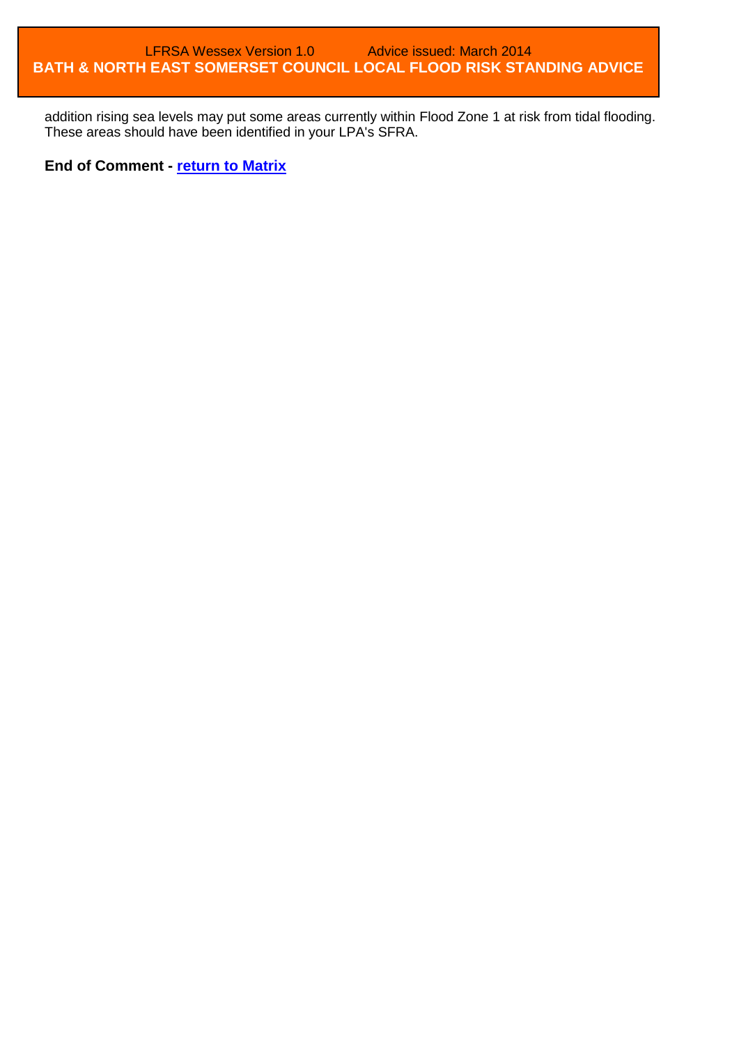addition rising sea levels may put some areas currently within Flood Zone 1 at risk from tidal flooding. These areas should have been identified in your LPA's SFRA.

**End of Comment - return to Matrix**